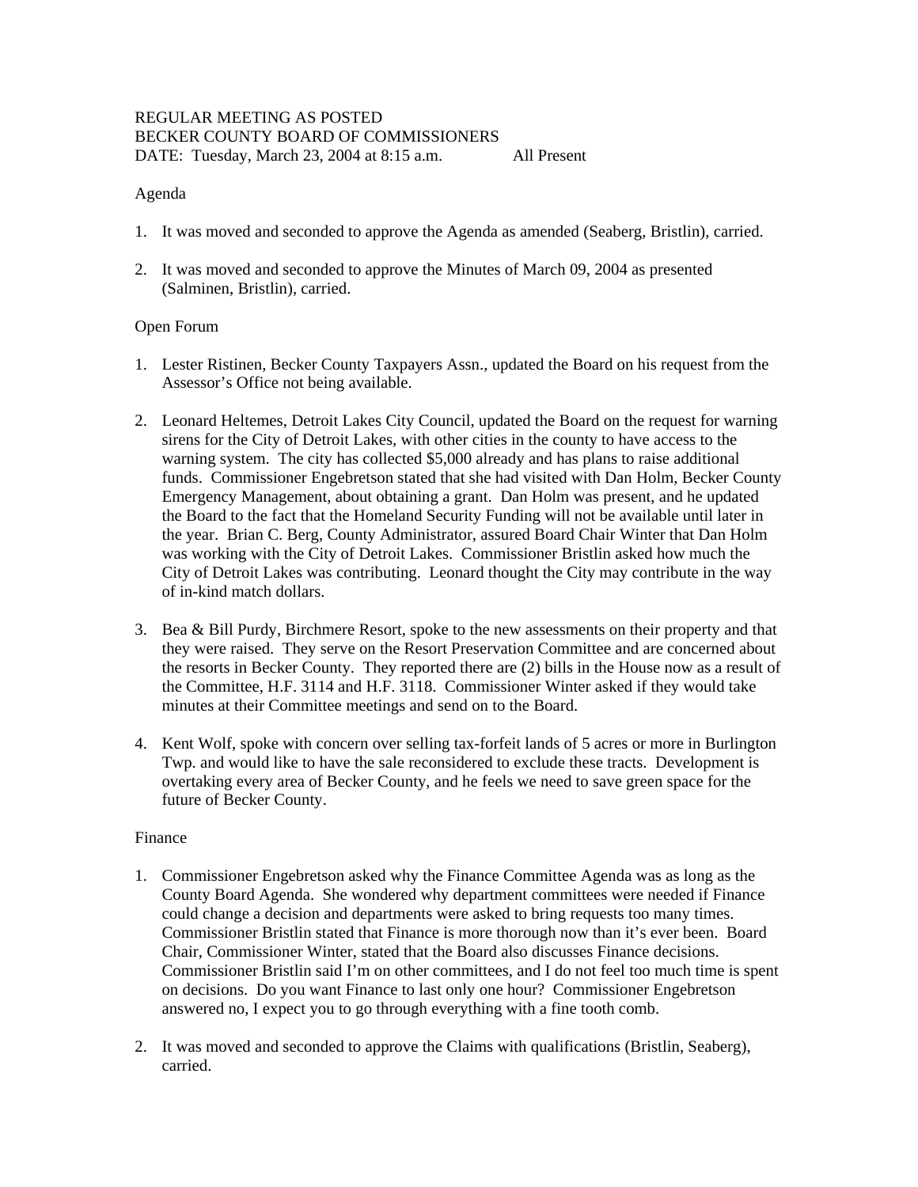REGULAR MEETING AS POSTED
BECKER COUNTY BOARD OF COMMISSIONERS
DATE: Tuesday, March 23, 2004 at 8:15 a.m. All Present

Agenda

1. It was moved and seconded to approve the Agenda as amended (Seaberg, Bristlin), carried.

2. It was moved and seconded to approve the Minutes of March 09, 2004 as presented (Salminen, Bristlin), carried.

Open Forum

1. Lester Ristinen, Becker County Taxpayers Assn., updated the Board on his request from the Assessor's Office not being available.

2. Leonard Heltemes, Detroit Lakes City Council, updated the Board on the request for warning sirens for the City of Detroit Lakes, with other cities in the county to have access to the warning system. The city has collected $5,000 already and has plans to raise additional funds. Commissioner Engebretson stated that she had visited with Dan Holm, Becker County Emergency Management, about obtaining a grant. Dan Holm was present, and he updated the Board to the fact that the Homeland Security Funding will not be available until later in the year. Brian C. Berg, County Administrator, assured Board Chair Winter that Dan Holm was working with the City of Detroit Lakes. Commissioner Bristlin asked how much the City of Detroit Lakes was contributing. Leonard thought the City may contribute in the way of in-kind match dollars.

3. Bea & Bill Purdy, Birchmere Resort, spoke to the new assessments on their property and that they were raised. They serve on the Resort Preservation Committee and are concerned about the resorts in Becker County. They reported there are (2) bills in the House now as a result of the Committee, H.F. 3114 and H.F. 3118. Commissioner Winter asked if they would take minutes at their Committee meetings and send on to the Board.

4. Kent Wolf, spoke with concern over selling tax-forfeit lands of 5 acres or more in Burlington Twp. and would like to have the sale reconsidered to exclude these tracts. Development is overtaking every area of Becker County, and he feels we need to save green space for the future of Becker County.

Finance

1. Commissioner Engebretson asked why the Finance Committee Agenda was as long as the County Board Agenda. She wondered why department committees were needed if Finance could change a decision and departments were asked to bring requests too many times. Commissioner Bristlin stated that Finance is more thorough now than it's ever been. Board Chair, Commissioner Winter, stated that the Board also discusses Finance decisions. Commissioner Bristlin said I'm on other committees, and I do not feel too much time is spent on decisions. Do you want Finance to last only one hour? Commissioner Engebretson answered no, I expect you to go through everything with a fine tooth comb.

2. It was moved and seconded to approve the Claims with qualifications (Bristlin, Seaberg), carried.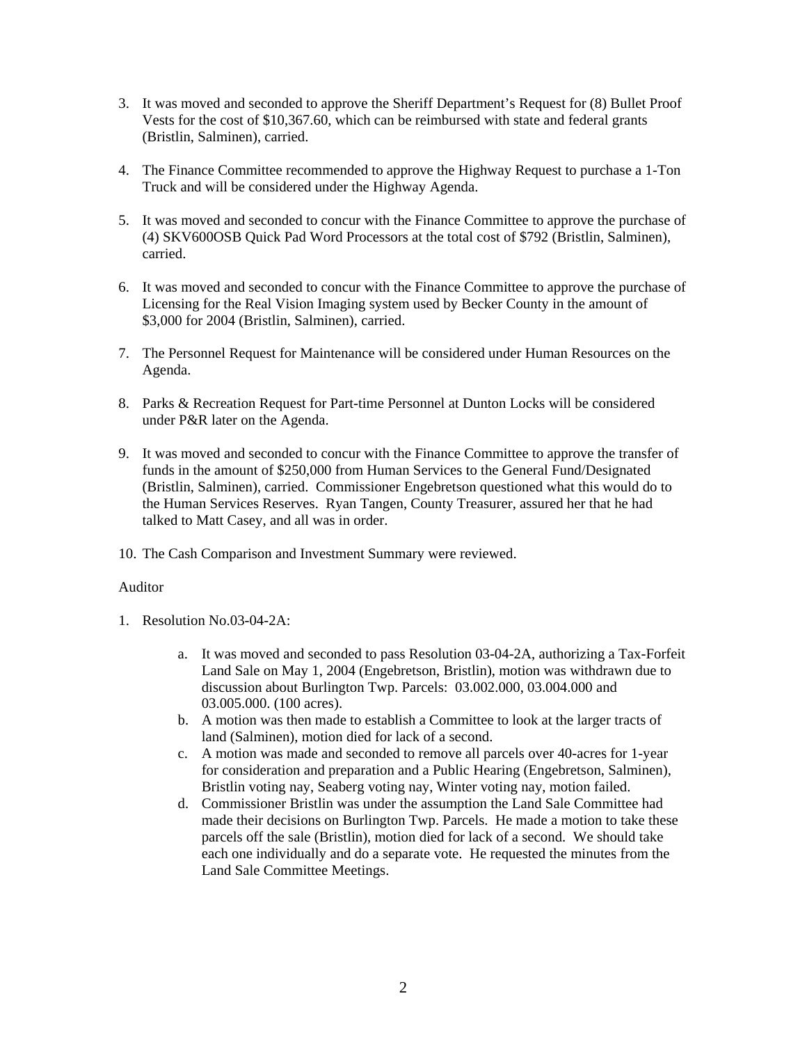3. It was moved and seconded to approve the Sheriff Department's Request for (8) Bullet Proof Vests for the cost of $10,367.60, which can be reimbursed with state and federal grants (Bristlin, Salminen), carried.

4. The Finance Committee recommended to approve the Highway Request to purchase a 1-Ton Truck and will be considered under the Highway Agenda.

5. It was moved and seconded to concur with the Finance Committee to approve the purchase of (4) SKV600OSB Quick Pad Word Processors at the total cost of $792 (Bristlin, Salminen), carried.

6. It was moved and seconded to concur with the Finance Committee to approve the purchase of Licensing for the Real Vision Imaging system used by Becker County in the amount of $3,000 for 2004 (Bristlin, Salminen), carried.

7. The Personnel Request for Maintenance will be considered under Human Resources on the Agenda.

8. Parks & Recreation Request for Part-time Personnel at Dunton Locks will be considered under P&R later on the Agenda.

9. It was moved and seconded to concur with the Finance Committee to approve the transfer of funds in the amount of $250,000 from Human Services to the General Fund/Designated (Bristlin, Salminen), carried. Commissioner Engebretson questioned what this would do to the Human Services Reserves. Ryan Tangen, County Treasurer, assured her that he had talked to Matt Casey, and all was in order.

10. The Cash Comparison and Investment Summary were reviewed.

Auditor

1. Resolution No.03-04-2A:

   a. It was moved and seconded to pass Resolution 03-04-2A, authorizing a Tax-Forfeit Land Sale on May 1, 2004 (Engebretson, Bristlin), motion was withdrawn due to discussion about Burlington Twp. Parcels: 03.002.000, 03.004.000 and 03.005.000. (100 acres).
   b. A motion was then made to establish a Committee to look at the larger tracts of land (Salminen), motion died for lack of a second.
   c. A motion was made and seconded to remove all parcels over 40-acres for 1-year for consideration and preparation and a Public Hearing (Engebretson, Salminen), Bristlin voting nay, Seaberg voting nay, Winter voting nay, motion failed.
   d. Commissioner Bristlin was under the assumption the Land Sale Committee had made their decisions on Burlington Twp. Parcels. He made a motion to take these parcels off the sale (Bristlin), motion died for lack of a second. We should take each one individually and do a separate vote. He requested the minutes from the Land Sale Committee Meetings.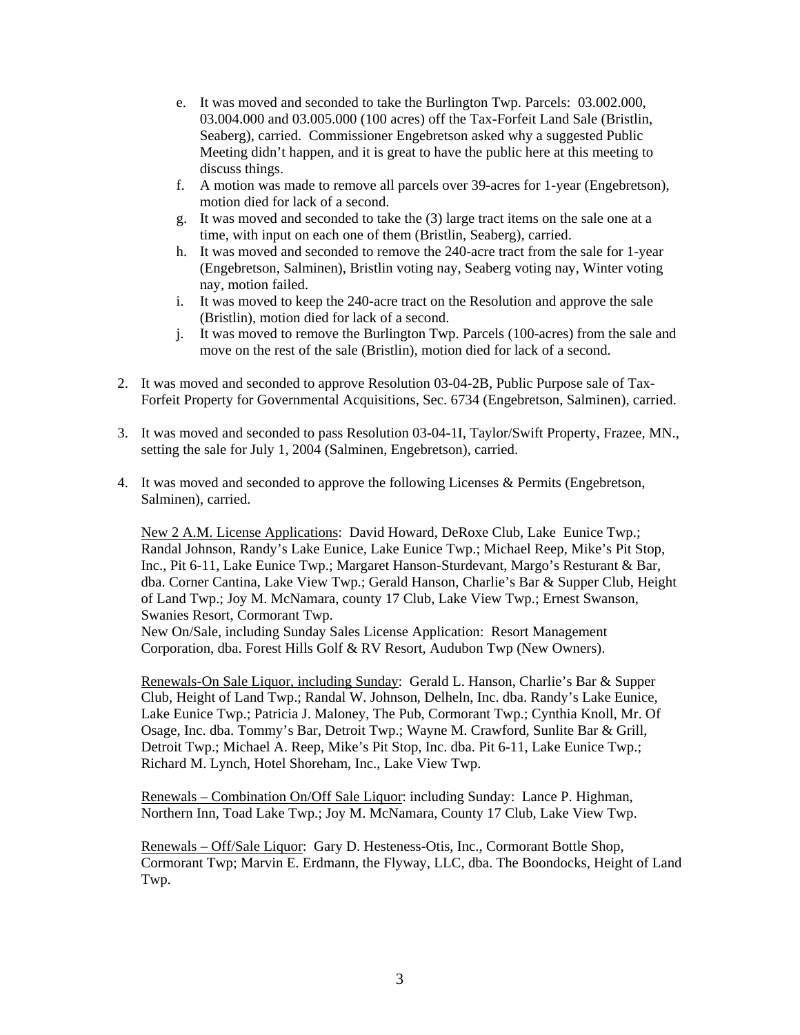e. It was moved and seconded to take the Burlington Twp. Parcels: 03.002.000, 03.004.000 and 03.005.000 (100 acres) off the Tax-Forfeit Land Sale (Bristlin, Seaberg), carried. Commissioner Engebretson asked why a suggested Public Meeting didn't happen, and it is great to have the public here at this meeting to discuss things.
f. A motion was made to remove all parcels over 39-acres for 1-year (Engebretson), motion died for lack of a second.
g. It was moved and seconded to take the (3) large tract items on the sale one at a time, with input on each one of them (Bristlin, Seaberg), carried.
h. It was moved and seconded to remove the 240-acre tract from the sale for 1-year (Engebretson, Salminen), Bristlin voting nay, Seaberg voting nay, Winter voting nay, motion failed.
i. It was moved to keep the 240-acre tract on the Resolution and approve the sale (Bristlin), motion died for lack of a second.
j. It was moved to remove the Burlington Twp. Parcels (100-acres) from the sale and move on the rest of the sale (Bristlin), motion died for lack of a second.

2. It was moved and seconded to approve Resolution 03-04-2B, Public Purpose sale of Tax-Forfeit Property for Governmental Acquisitions, Sec. 6734 (Engebretson, Salminen), carried.

3. It was moved and seconded to pass Resolution 03-04-1I, Taylor/Swift Property, Frazee, MN., setting the sale for July 1, 2004 (Salminen, Engebretson), carried.

4. It was moved and seconded to approve the following Licenses & Permits (Engebretson, Salminen), carried.

   New 2 A.M. License Applications: David Howard, DeRoxe Club, Lake Eunice Twp.; Randal Johnson, Randy's Lake Eunice, Lake Eunice Twp.; Michael Reep, Mike's Pit Stop, Inc., Pit 6-11, Lake Eunice Twp.; Margaret Hanson-Sturdevant, Margo's Resturant & Bar, dba. Corner Cantina, Lake View Twp.; Gerald Hanson, Charlie's Bar & Supper Club, Height of Land Twp.; Joy M. McNamara, county 17 Club, Lake View Twp.; Ernest Swanson, Swanies Resort, Cormorant Twp.
   New On/Sale, including Sunday Sales License Application: Resort Management Corporation, dba. Forest Hills Golf & RV Resort, Audubon Twp (New Owners).

   Renewals-On Sale Liquor, including Sunday: Gerald L. Hanson, Charlie's Bar & Supper Club, Height of Land Twp.; Randal W. Johnson, Delheln, Inc. dba. Randy's Lake Eunice, Lake Eunice Twp.; Patricia J. Maloney, The Pub, Cormorant Twp.; Cynthia Knoll, Mr. Of Osage, Inc. dba. Tommy's Bar, Detroit Twp.; Wayne M. Crawford, Sunlite Bar & Grill, Detroit Twp.; Michael A. Reep, Mike's Pit Stop, Inc. dba. Pit 6-11, Lake Eunice Twp.; Richard M. Lynch, Hotel Shoreham, Inc., Lake View Twp.

   Renewals – Combination On/Off Sale Liquor: including Sunday: Lance P. Highman, Northern Inn, Toad Lake Twp.; Joy M. McNamara, County 17 Club, Lake View Twp.

   Renewals – Off/Sale Liquor: Gary D. Hesteness-Otis, Inc., Cormorant Bottle Shop, Cormorant Twp; Marvin E. Erdmann, the Flyway, LLC, dba. The Boondocks, Height of Land Twp.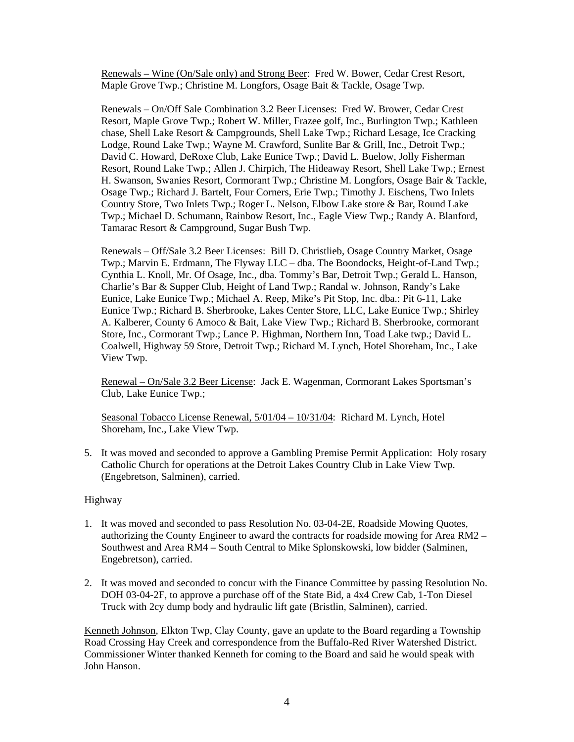Renewals – Wine (On/Sale only) and Strong Beer: Fred W. Bower, Cedar Crest Resort, Maple Grove Twp.; Christine M. Longfors, Osage Bait & Tackle, Osage Twp.

Renewals – On/Off Sale Combination 3.2 Beer Licenses: Fred W. Brower, Cedar Crest Resort, Maple Grove Twp.; Robert W. Miller, Frazee golf, Inc., Burlington Twp.; Kathleen chase, Shell Lake Resort & Campgrounds, Shell Lake Twp.; Richard Lesage, Ice Cracking Lodge, Round Lake Twp.; Wayne M. Crawford, Sunlite Bar & Grill, Inc., Detroit Twp.; David C. Howard, DeRoxe Club, Lake Eunice Twp.; David L. Buelow, Jolly Fisherman Resort, Round Lake Twp.; Allen J. Chirpich, The Hideaway Resort, Shell Lake Twp.; Ernest H. Swanson, Swanies Resort, Cormorant Twp.; Christine M. Longfors, Osage Bair & Tackle, Osage Twp.; Richard J. Bartelt, Four Corners, Erie Twp.; Timothy J. Eischens, Two Inlets Country Store, Two Inlets Twp.; Roger L. Nelson, Elbow Lake store & Bar, Round Lake Twp.; Michael D. Schumann, Rainbow Resort, Inc., Eagle View Twp.; Randy A. Blanford, Tamarac Resort & Campground, Sugar Bush Twp.

Renewals – Off/Sale 3.2 Beer Licenses: Bill D. Christlieb, Osage Country Market, Osage Twp.; Marvin E. Erdmann, The Flyway LLC – dba. The Boondocks, Height-of-Land Twp.; Cynthia L. Knoll, Mr. Of Osage, Inc., dba. Tommy's Bar, Detroit Twp.; Gerald L. Hanson, Charlie's Bar & Supper Club, Height of Land Twp.; Randal w. Johnson, Randy's Lake Eunice, Lake Eunice Twp.; Michael A. Reep, Mike's Pit Stop, Inc. dba.: Pit 6-11, Lake Eunice Twp.; Richard B. Sherbrooke, Lakes Center Store, LLC, Lake Eunice Twp.; Shirley A. Kalberer, County 6 Amoco & Bait, Lake View Twp.; Richard B. Sherbrooke, cormorant Store, Inc., Cormorant Twp.; Lance P. Highman, Northern Inn, Toad Lake twp.; David L. Coalwell, Highway 59 Store, Detroit Twp.; Richard M. Lynch, Hotel Shoreham, Inc., Lake View Twp.

Renewal – On/Sale 3.2 Beer License: Jack E. Wagenman, Cormorant Lakes Sportsman's Club, Lake Eunice Twp.;

Seasonal Tobacco License Renewal, 5/01/04 – 10/31/04: Richard M. Lynch, Hotel Shoreham, Inc., Lake View Twp.

5. It was moved and seconded to approve a Gambling Premise Permit Application: Holy rosary Catholic Church for operations at the Detroit Lakes Country Club in Lake View Twp. (Engebretson, Salminen), carried.

Highway

1. It was moved and seconded to pass Resolution No. 03-04-2E, Roadside Mowing Quotes, authorizing the County Engineer to award the contracts for roadside mowing for Area RM2 – Southwest and Area RM4 – South Central to Mike Splonskowski, low bidder (Salminen, Engebretson), carried.

2. It was moved and seconded to concur with the Finance Committee by passing Resolution No. DOH 03-04-2F, to approve a purchase off of the State Bid, a 4x4 Crew Cab, 1-Ton Diesel Truck with 2cy dump body and hydraulic lift gate (Bristlin, Salminen), carried.

Kenneth Johnson, Elkton Twp, Clay County, gave an update to the Board regarding a Township Road Crossing Hay Creek and correspondence from the Buffalo-Red River Watershed District. Commissioner Winter thanked Kenneth for coming to the Board and said he would speak with John Hanson.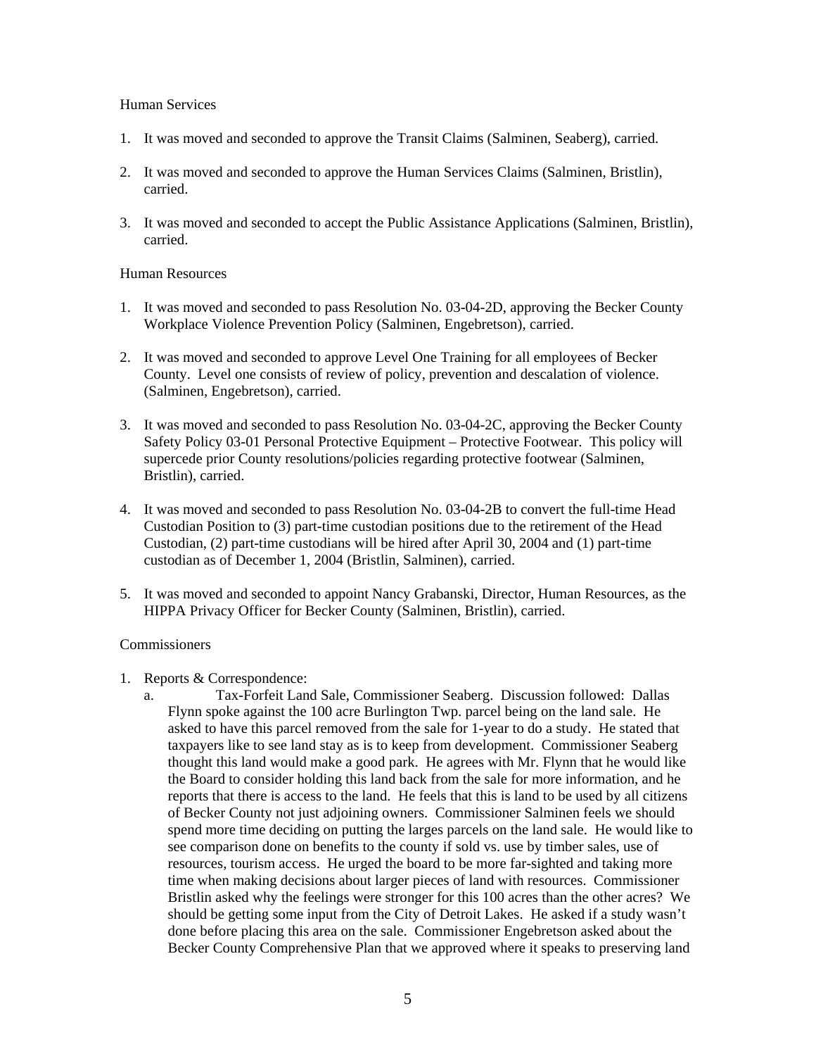Human Services

1. It was moved and seconded to approve the Transit Claims (Salminen, Seaberg), carried.

2. It was moved and seconded to approve the Human Services Claims (Salminen, Bristlin), carried.

3. It was moved and seconded to accept the Public Assistance Applications (Salminen, Bristlin), carried.

Human Resources

1. It was moved and seconded to pass Resolution No. 03-04-2D, approving the Becker County Workplace Violence Prevention Policy (Salminen, Engebretson), carried.

2. It was moved and seconded to approve Level One Training for all employees of Becker County. Level one consists of review of policy, prevention and descalation of violence. (Salminen, Engebretson), carried.

3. It was moved and seconded to pass Resolution No. 03-04-2C, approving the Becker County Safety Policy 03-01 Personal Protective Equipment – Protective Footwear. This policy will supercede prior County resolutions/policies regarding protective footwear (Salminen, Bristlin), carried.

4. It was moved and seconded to pass Resolution No. 03-04-2B to convert the full-time Head Custodian Position to (3) part-time custodian positions due to the retirement of the Head Custodian, (2) part-time custodians will be hired after April 30, 2004 and (1) part-time custodian as of December 1, 2004 (Bristlin, Salminen), carried.

5. It was moved and seconded to appoint Nancy Grabanski, Director, Human Resources, as the HIPPA Privacy Officer for Becker County (Salminen, Bristlin), carried.

Commissioners

1. Reports & Correspondence:
   a. Tax-Forfeit Land Sale, Commissioner Seaberg. Discussion followed: Dallas Flynn spoke against the 100 acre Burlington Twp. parcel being on the land sale. He asked to have this parcel removed from the sale for 1-year to do a study. He stated that taxpayers like to see land stay as is to keep from development. Commissioner Seaberg thought this land would make a good park. He agrees with Mr. Flynn that he would like the Board to consider holding this land back from the sale for more information, and he reports that there is access to the land. He feels that this is land to be used by all citizens of Becker County not just adjoining owners. Commissioner Salminen feels we should spend more time deciding on putting the larges parcels on the land sale. He would like to see comparison done on benefits to the county if sold vs. use by timber sales, use of resources, tourism access. He urged the board to be more far-sighted and taking more time when making decisions about larger pieces of land with resources. Commissioner Bristlin asked why the feelings were stronger for this 100 acres than the other acres? We should be getting some input from the City of Detroit Lakes. He asked if a study wasn't done before placing this area on the sale. Commissioner Engebretson asked about the Becker County Comprehensive Plan that we approved where it speaks to preserving land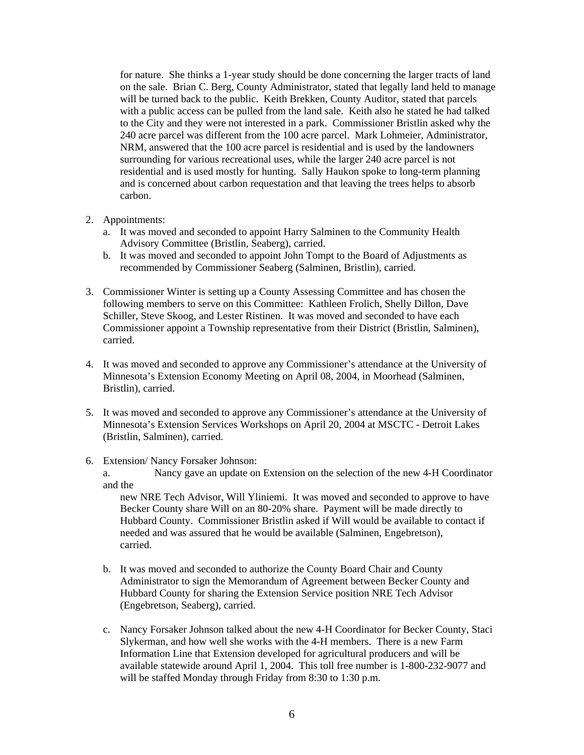for nature. She thinks a 1-year study should be done concerning the larger tracts of land on the sale. Brian C. Berg, County Administrator, stated that legally land held to manage will be turned back to the public. Keith Brekken, County Auditor, stated that parcels with a public access can be pulled from the land sale. Keith also he stated he had talked to the City and they were not interested in a park. Commissioner Bristlin asked why the 240 acre parcel was different from the 100 acre parcel. Mark Lohmeier, Administrator, NRM, answered that the 100 acre parcel is residential and is used by the landowners surrounding for various recreational uses, while the larger 240 acre parcel is not residential and is used mostly for hunting. Sally Haukon spoke to long-term planning and is concerned about carbon requestation and that leaving the trees helps to absorb carbon.

2. Appointments:
   a. It was moved and seconded to appoint Harry Salminen to the Community Health Advisory Committee (Bristlin, Seaberg), carried.
   b. It was moved and seconded to appoint John Tompt to the Board of Adjustments as recommended by Commissioner Seaberg (Salminen, Bristlin), carried.

3. Commissioner Winter is setting up a County Assessing Committee and has chosen the following members to serve on this Committee: Kathleen Frolich, Shelly Dillon, Dave Schiller, Steve Skoog, and Lester Ristinen. It was moved and seconded to have each Commissioner appoint a Township representative from their District (Bristlin, Salminen), carried.

4. It was moved and seconded to approve any Commissioner's attendance at the University of Minnesota's Extension Economy Meeting on April 08, 2004, in Moorhead (Salminen, Bristlin), carried.

5. It was moved and seconded to approve any Commissioner's attendance at the University of Minnesota's Extension Services Workshops on April 20, 2004 at MSCTC - Detroit Lakes (Bristlin, Salminen), carried.

6. Extension/ Nancy Forsaker Johnson:
   a. Nancy gave an update on Extension on the selection of the new 4-H Coordinator and the new NRE Tech Advisor, Will Yliniemi. It was moved and seconded to approve to have Becker County share Will on an 80-20% share. Payment will be made directly to Hubbard County. Commissioner Bristlin asked if Will would be available to contact if needed and was assured that he would be available (Salminen, Engebretson), carried.

   b. It was moved and seconded to authorize the County Board Chair and County Administrator to sign the Memorandum of Agreement between Becker County and Hubbard County for sharing the Extension Service position NRE Tech Advisor (Engebretson, Seaberg), carried.

   c. Nancy Forsaker Johnson talked about the new 4-H Coordinator for Becker County, Staci Slykerman, and how well she works with the 4-H members. There is a new Farm Information Line that Extension developed for agricultural producers and will be available statewide around April 1, 2004. This toll free number is 1-800-232-9077 and will be staffed Monday through Friday from 8:30 to 1:30 p.m.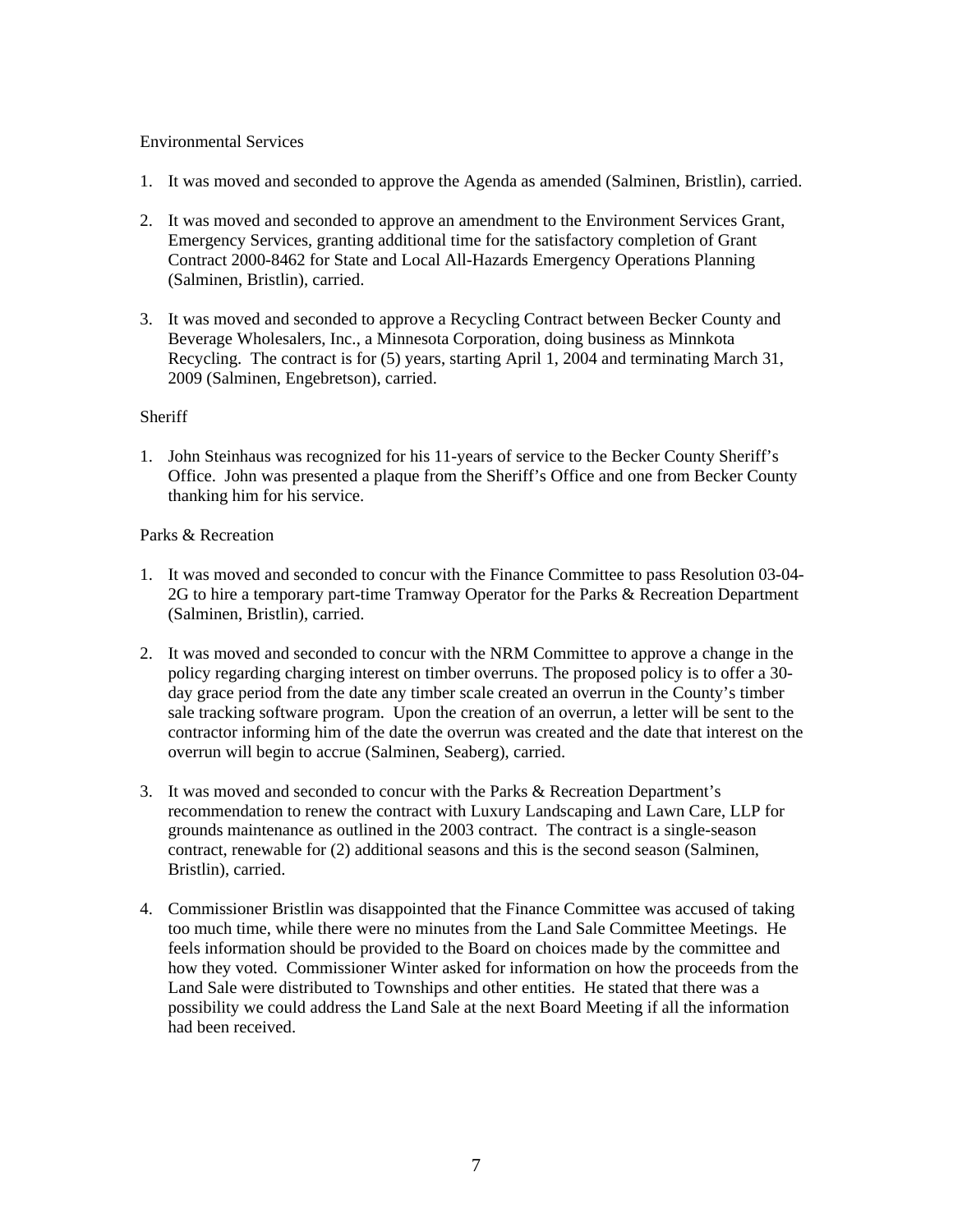Environmental Services

1. It was moved and seconded to approve the Agenda as amended (Salminen, Bristlin), carried.

2. It was moved and seconded to approve an amendment to the Environment Services Grant, Emergency Services, granting additional time for the satisfactory completion of Grant Contract 2000-8462 for State and Local All-Hazards Emergency Operations Planning (Salminen, Bristlin), carried.

3. It was moved and seconded to approve a Recycling Contract between Becker County and Beverage Wholesalers, Inc., a Minnesota Corporation, doing business as Minnkota Recycling. The contract is for (5) years, starting April 1, 2004 and terminating March 31, 2009 (Salminen, Engebretson), carried.

Sheriff

1. John Steinhaus was recognized for his 11-years of service to the Becker County Sheriff's Office. John was presented a plaque from the Sheriff's Office and one from Becker County thanking him for his service.

Parks & Recreation

1. It was moved and seconded to concur with the Finance Committee to pass Resolution 03-04-2G to hire a temporary part-time Tramway Operator for the Parks & Recreation Department (Salminen, Bristlin), carried.

2. It was moved and seconded to concur with the NRM Committee to approve a change in the policy regarding charging interest on timber overruns. The proposed policy is to offer a 30-day grace period from the date any timber scale created an overrun in the County's timber sale tracking software program. Upon the creation of an overrun, a letter will be sent to the contractor informing him of the date the overrun was created and the date that interest on the overrun will begin to accrue (Salminen, Seaberg), carried.

3. It was moved and seconded to concur with the Parks & Recreation Department's recommendation to renew the contract with Luxury Landscaping and Lawn Care, LLP for grounds maintenance as outlined in the 2003 contract. The contract is a single-season contract, renewable for (2) additional seasons and this is the second season (Salminen, Bristlin), carried.

4. Commissioner Bristlin was disappointed that the Finance Committee was accused of taking too much time, while there were no minutes from the Land Sale Committee Meetings. He feels information should be provided to the Board on choices made by the committee and how they voted. Commissioner Winter asked for information on how the proceeds from the Land Sale were distributed to Townships and other entities. He stated that there was a possibility we could address the Land Sale at the next Board Meeting if all the information had been received.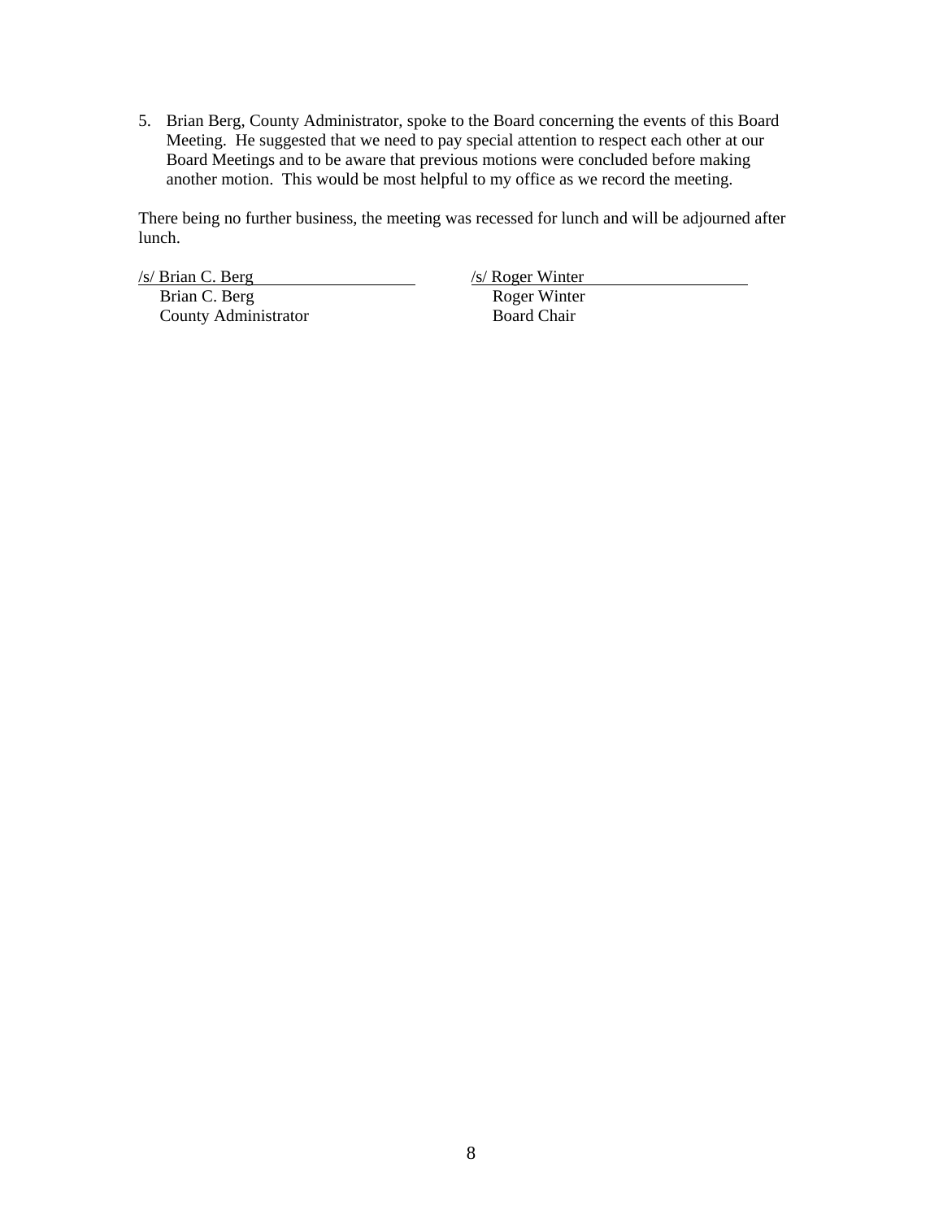5. Brian Berg, County Administrator, spoke to the Board concerning the events of this Board Meeting. He suggested that we need to pay special attention to respect each other at our Board Meetings and to be aware that previous motions were concluded before making another motion. This would be most helpful to my office as we record the meeting.

There being no further business, the meeting was recessed for lunch and will be adjourned after lunch.

| | |
|---|---|
| /s/ Brian C. Berg | /s/ Roger Winter |
| Brian C. Berg | Roger Winter |
| County Administrator | Board Chair |